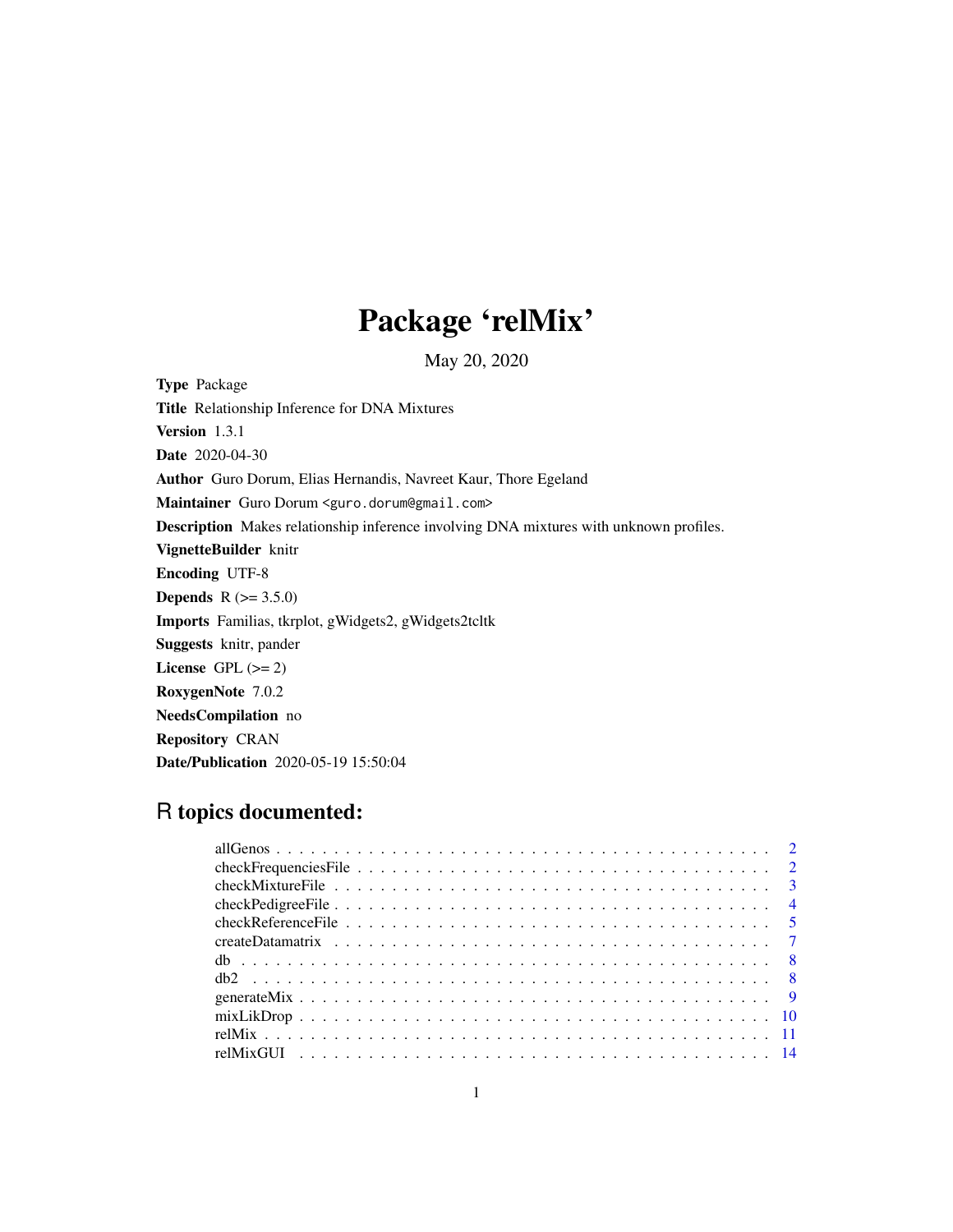# Package 'relMix'

May 20, 2020

**Type** Package

**Title** Relationship Inference for DNA Mixtures

**Version** 1.3.1

**Date** 2020-04-30

**Author** Guro Dorum, Elias Hernandis, Navreet Kaur, Thore Egeland

**Maintainer** Guro Dorum <guro.dorum@gmail.com>

**Description** Makes relationship inference involving DNA mixtures with unknown profiles.

**VignetteBuilder** knitr

**Encoding** UTF-8

**Depends** R (>= 3.5.0)

**Imports** Familias, tkrplot, gWidgets2, gWidgets2tcltk

**Suggests** knitr, pander

**License** GPL (>= 2)

**RoxygenNote** 7.0.2

**NeedsCompilation** no

**Repository** CRAN

**Date/Publication** 2020-05-19 15:50:04

## R topics documented:

| | |
|---|---|
| allGenos | 2 |
| checkFrequenciesFile | 2 |
| checkMixtureFile | 3 |
| checkPedigreeFile | 4 |
| checkReferenceFile | 5 |
| createDatamatrix | 7 |
| db | 8 |
| db2 | 8 |
| generateMix | 9 |
| mixLikDrop | 10 |
| relMix | 11 |
| relMixGUI | 14 |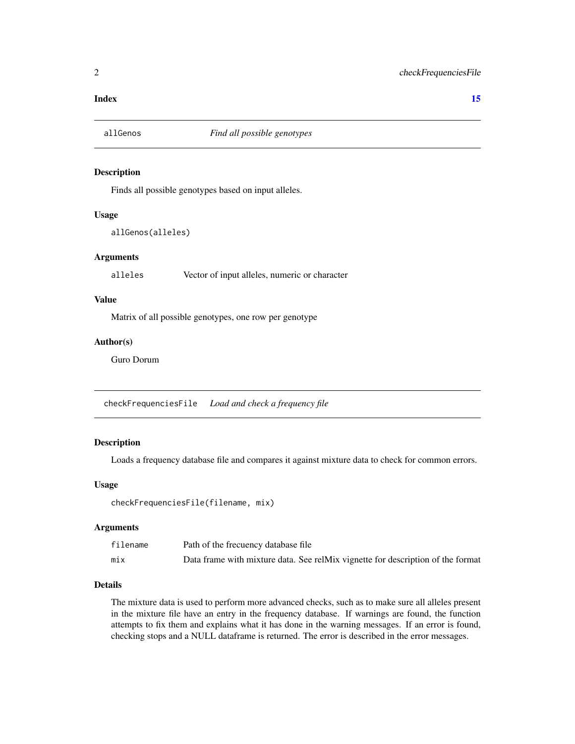**Index** **15**

---

## allGenos — *Find all possible genotypes*

### Description

Finds all possible genotypes based on input alleles.

### Usage

```
allGenos(alleles)
```

### Arguments

| | |
|---|---|
| alleles | Vector of input alleles, numeric or character |

### Value

Matrix of all possible genotypes, one row per genotype

### Author(s)

Guro Dorum

---

## checkFrequenciesFile — *Load and check a frequency file*

### Description

Loads a frequency database file and compares it against mixture data to check for common errors.

### Usage

```
checkFrequenciesFile(filename, mix)
```

### Arguments

| | |
|---|---|
| filename | Path of the frecuency database file |
| mix | Data frame with mixture data. See relMix vignette for description of the format |

### Details

The mixture data is used to perform more advanced checks, such as to make sure all alleles present in the mixture file have an entry in the frequency database. If warnings are found, the function attempts to fix them and explains what it has done in the warning messages. If an error is found, checking stops and a NULL dataframe is returned. The error is described in the error messages.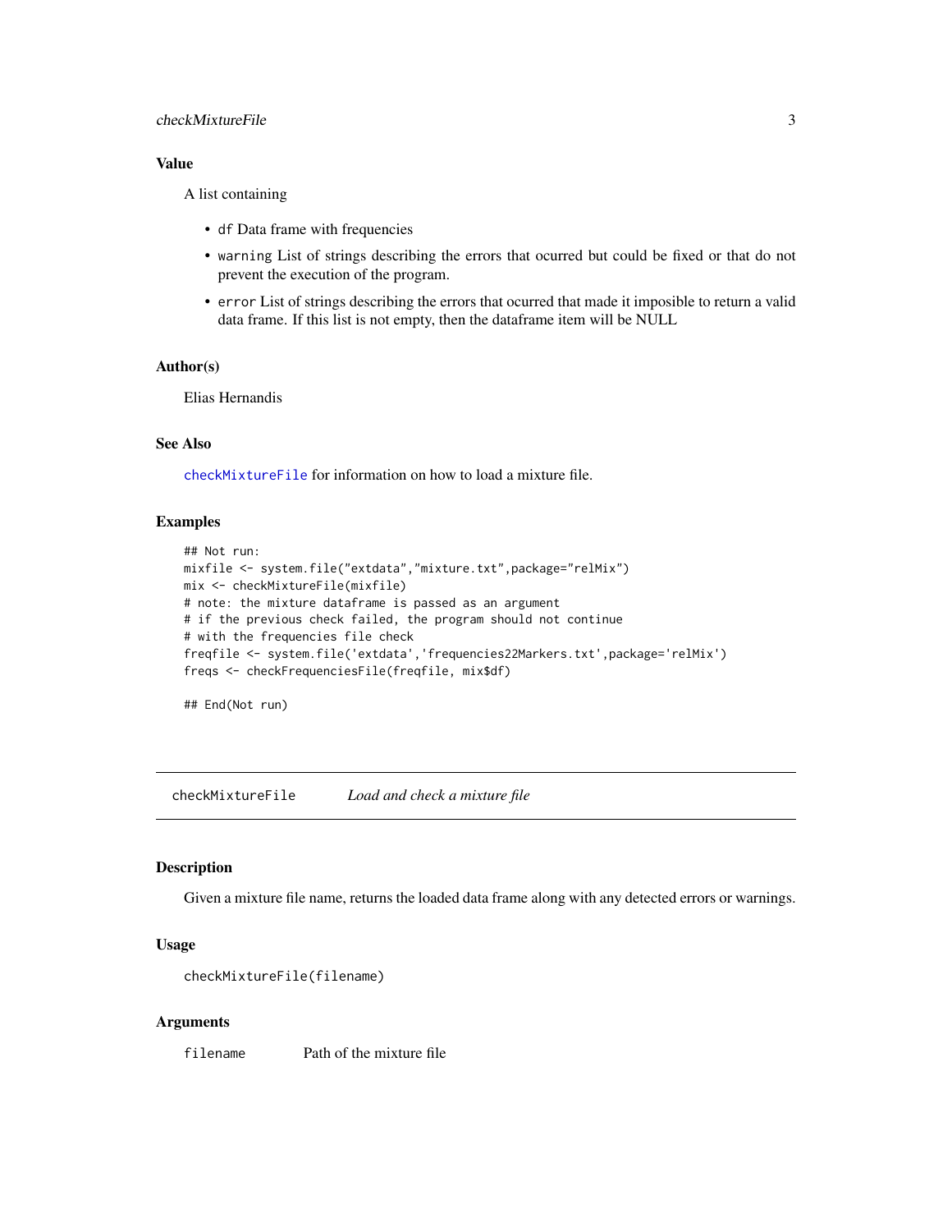### Value

A list containing

- `df` Data frame with frequencies
- `warning` List of strings describing the errors that ocurred but could be fixed or that do not prevent the execution of the program.
- `error` List of strings describing the errors that ocurred that made it imposible to return a valid data frame. If this list is not empty, then the dataframe item will be NULL

### Author(s)

Elias Hernandis

### See Also

`checkMixtureFile` for information on how to load a mixture file.

### Examples

```
## Not run:
mixfile <- system.file("extdata","mixture.txt",package="relMix")
mix <- checkMixtureFile(mixfile)
# note: the mixture dataframe is passed as an argument
# if the previous check failed, the program should not continue
# with the frequencies file check
freqfile <- system.file('extdata','frequencies22Markers.txt',package='relMix')
freqs <- checkFrequenciesFile(freqfile, mix$df)

## End(Not run)
```

---

## checkMixtureFile *Load and check a mixture file*

### Description

Given a mixture file name, returns the loaded data frame along with any detected errors or warnings.

### Usage

```
checkMixtureFile(filename)
```

### Arguments

| | |
|---|---|
| `filename` | Path of the mixture file |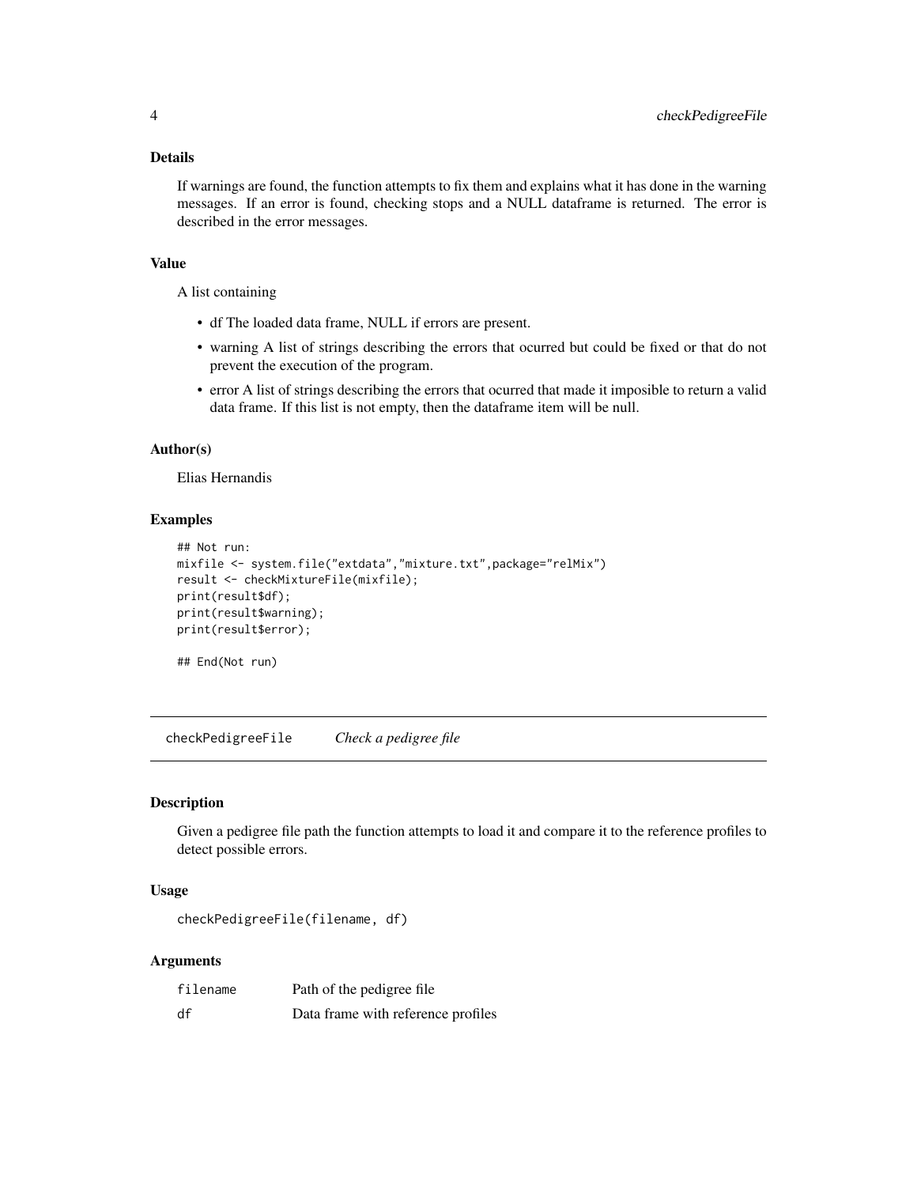### Details

If warnings are found, the function attempts to fix them and explains what it has done in the warning messages. If an error is found, checking stops and a NULL dataframe is returned. The error is described in the error messages.

### Value

A list containing

- df The loaded data frame, NULL if errors are present.
- warning A list of strings describing the errors that ocurred but could be fixed or that do not prevent the execution of the program.
- error A list of strings describing the errors that ocurred that made it imposible to return a valid data frame. If this list is not empty, then the dataframe item will be null.

### Author(s)

Elias Hernandis

### Examples

```
## Not run:
mixfile <- system.file("extdata","mixture.txt",package="relMix")
result <- checkMixtureFile(mixfile);
print(result$df);
print(result$warning);
print(result$error);

## End(Not run)
```

---

## checkPedigreeFile *Check a pedigree file*

### Description

Given a pedigree file path the function attempts to load it and compare it to the reference profiles to detect possible errors.

### Usage

```
checkPedigreeFile(filename, df)
```

### Arguments

| | |
|---|---|
| filename | Path of the pedigree file |
| df | Data frame with reference profiles |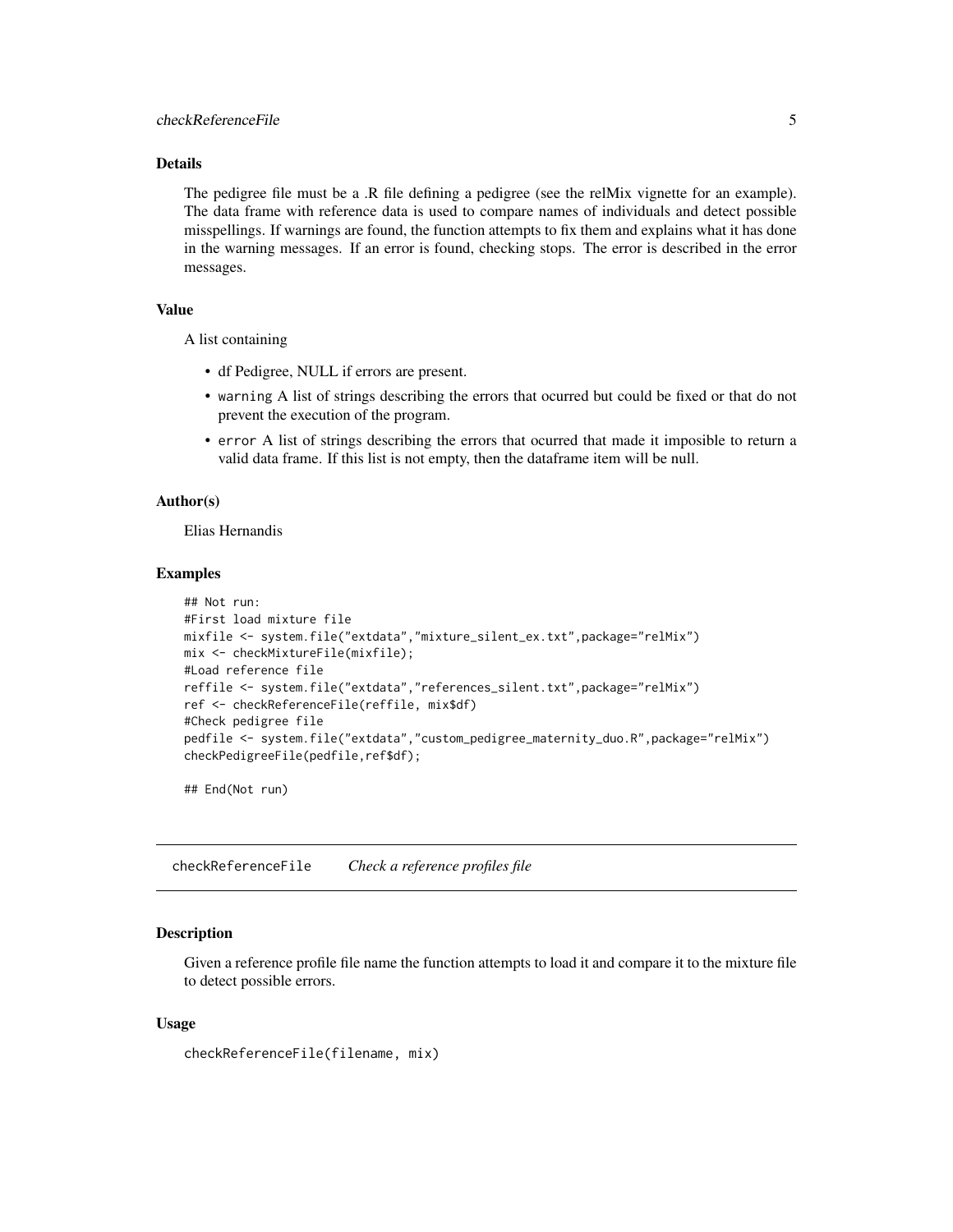### Details

The pedigree file must be a .R file defining a pedigree (see the relMix vignette for an example). The data frame with reference data is used to compare names of individuals and detect possible misspellings. If warnings are found, the function attempts to fix them and explains what it has done in the warning messages. If an error is found, checking stops. The error is described in the error messages.

### Value

A list containing

- df Pedigree, NULL if errors are present.
- `warning` A list of strings describing the errors that ocurred but could be fixed or that do not prevent the execution of the program.
- `error` A list of strings describing the errors that ocurred that made it imposible to return a valid data frame. If this list is not empty, then the dataframe item will be null.

### Author(s)

Elias Hernandis

### Examples

```
## Not run:
#First load mixture file
mixfile <- system.file("extdata","mixture_silent_ex.txt",package="relMix")
mix <- checkMixtureFile(mixfile);
#Load reference file
reffile <- system.file("extdata","references_silent.txt",package="relMix")
ref <- checkReferenceFile(reffile, mix$df)
#Check pedigree file
pedfile <- system.file("extdata","custom_pedigree_maternity_duo.R",package="relMix")
checkPedigreeFile(pedfile,ref$df);

## End(Not run)
```

---

## checkReferenceFile    *Check a reference profiles file*

### Description

Given a reference profile file name the function attempts to load it and compare it to the mixture file to detect possible errors.

### Usage

```
checkReferenceFile(filename, mix)
```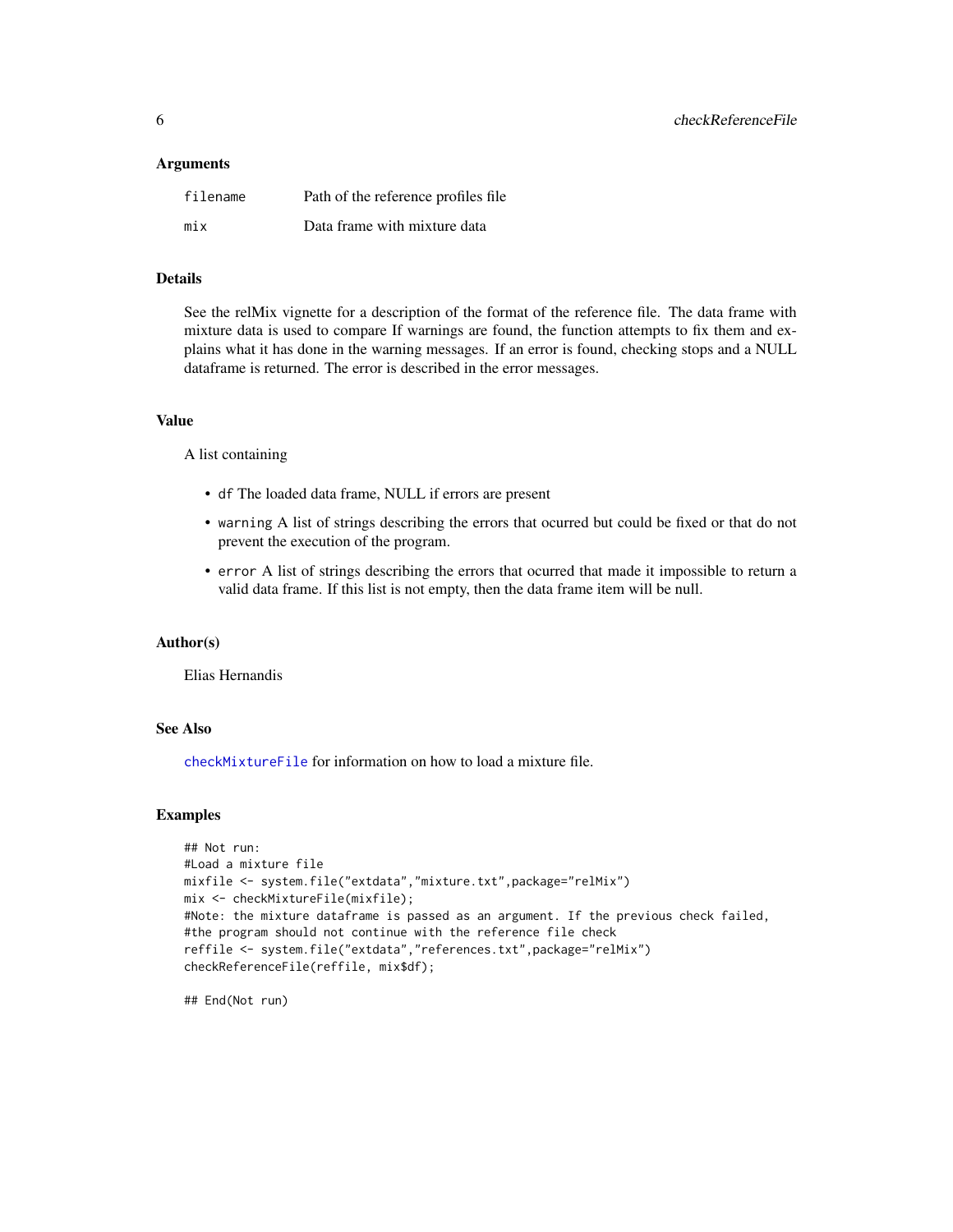### Arguments

| | |
|---|---|
| `filename` | Path of the reference profiles file |
| `mix` | Data frame with mixture data |

### Details

See the relMix vignette for a description of the format of the reference file. The data frame with mixture data is used to compare If warnings are found, the function attempts to fix them and explains what it has done in the warning messages. If an error is found, checking stops and a NULL dataframe is returned. The error is described in the error messages.

### Value

A list containing

- `df` The loaded data frame, NULL if errors are present
- `warning` A list of strings describing the errors that ocurred but could be fixed or that do not prevent the execution of the program.
- `error` A list of strings describing the errors that ocurred that made it impossible to return a valid data frame. If this list is not empty, then the data frame item will be null.

### Author(s)

Elias Hernandis

### See Also

`checkMixtureFile` for information on how to load a mixture file.

### Examples

```
## Not run:
#Load a mixture file
mixfile <- system.file("extdata","mixture.txt",package="relMix")
mix <- checkMixtureFile(mixfile);
#Note: the mixture dataframe is passed as an argument. If the previous check failed,
#the program should not continue with the reference file check
reffile <- system.file("extdata","references.txt",package="relMix")
checkReferenceFile(reffile, mix$df);

## End(Not run)
```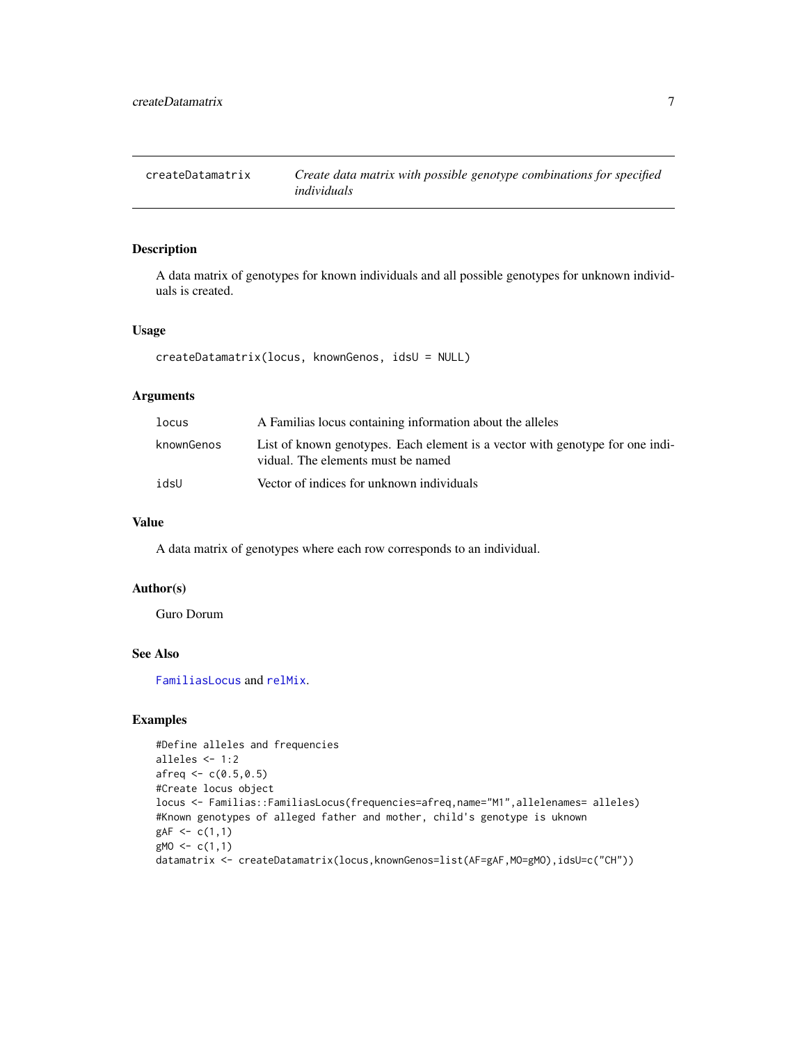# createDatamatrix — *Create data matrix with possible genotype combinations for specified individuals*

## Description

A data matrix of genotypes for known individuals and all possible genotypes for unknown individuals is created.

## Usage

```
createDatamatrix(locus, knownGenos, idsU = NULL)
```

## Arguments

| | |
|---|---|
| locus | A Familias locus containing information about the alleles |
| knownGenos | List of known genotypes. Each element is a vector with genotype for one individual. The elements must be named |
| idsU | Vector of indices for unknown individuals |

## Value

A data matrix of genotypes where each row corresponds to an individual.

## Author(s)

Guro Dorum

## See Also

FamiliasLocus and relMix.

## Examples

```
#Define alleles and frequencies
alleles <- 1:2
afreq <- c(0.5,0.5)
#Create locus object
locus <- Familias::FamiliasLocus(frequencies=afreq,name="M1",allelenames= alleles)
#Known genotypes of alleged father and mother, child's genotype is uknown
gAF <- c(1,1)
gMO <- c(1,1)
datamatrix <- createDatamatrix(locus,knownGenos=list(AF=gAF,MO=gMO),idsU=c("CH"))
```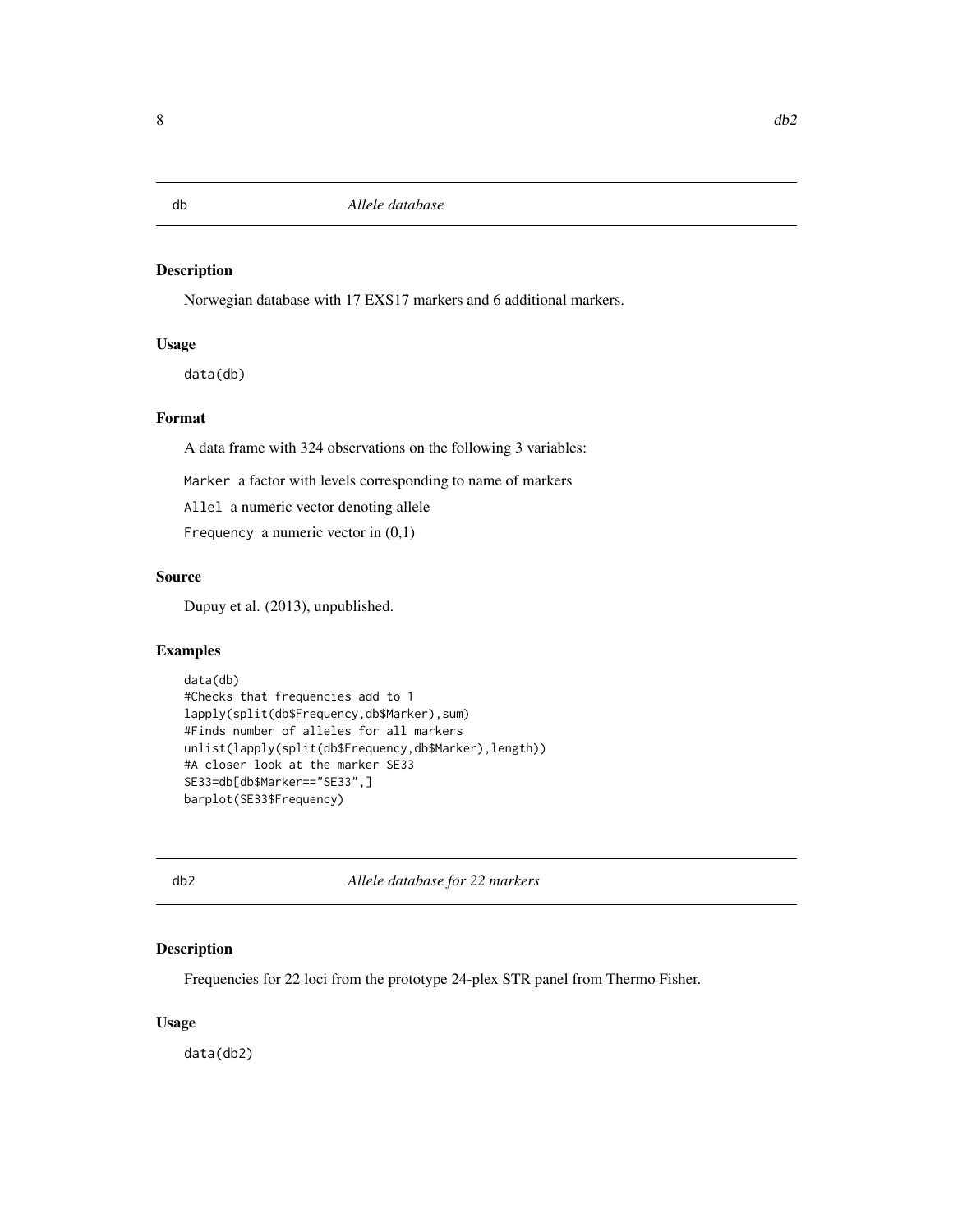## db *Allele database*

### Description

Norwegian database with 17 EXS17 markers and 6 additional markers.

### Usage

```
data(db)
```

### Format

A data frame with 324 observations on the following 3 variables:

`Marker` a factor with levels corresponding to name of markers

`Allel` a numeric vector denoting allele

`Frequency` a numeric vector in (0,1)

### Source

Dupuy et al. (2013), unpublished.

### Examples

```
data(db)
#Checks that frequencies add to 1
lapply(split(db$Frequency,db$Marker),sum)
#Finds number of alleles for all markers
unlist(lapply(split(db$Frequency,db$Marker),length))
#A closer look at the marker SE33
SE33=db[db$Marker=="SE33",]
barplot(SE33$Frequency)
```

## db2 *Allele database for 22 markers*

### Description

Frequencies for 22 loci from the prototype 24-plex STR panel from Thermo Fisher.

### Usage

```
data(db2)
```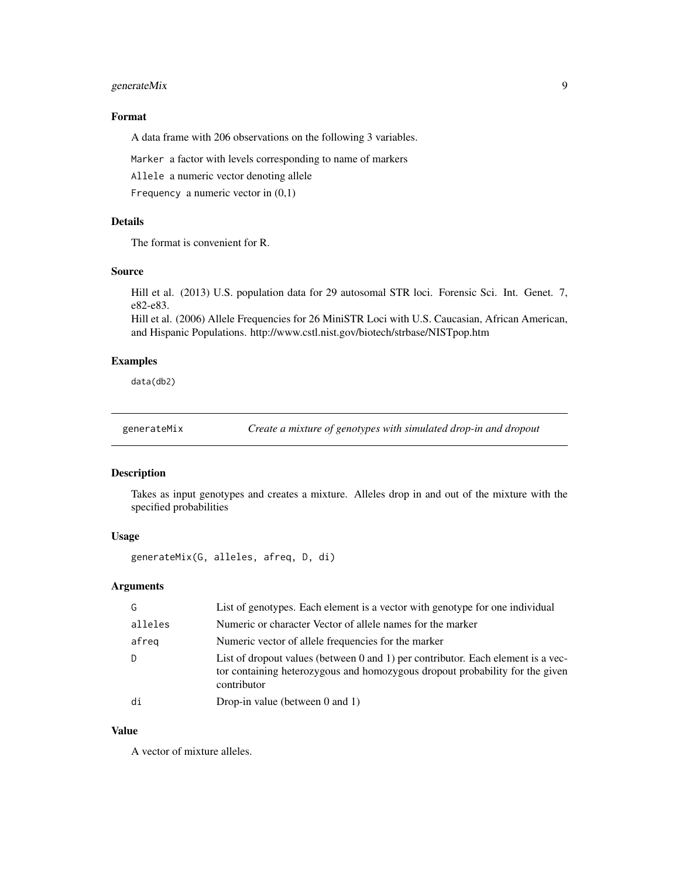### Format

A data frame with 206 observations on the following 3 variables.

`Marker` a factor with levels corresponding to name of markers

`Allele` a numeric vector denoting allele

`Frequency` a numeric vector in (0,1)

### Details

The format is convenient for R.

### Source

Hill et al. (2013) U.S. population data for 29 autosomal STR loci. Forensic Sci. Int. Genet. 7, e82-e83.
Hill et al. (2006) Allele Frequencies for 26 MiniSTR Loci with U.S. Caucasian, African American, and Hispanic Populations. http://www.cstl.nist.gov/biotech/strbase/NISTpop.htm

### Examples

```
data(db2)
```

---

## generateMix — *Create a mixture of genotypes with simulated drop-in and dropout*

---

### Description

Takes as input genotypes and creates a mixture. Alleles drop in and out of the mixture with the specified probabilities

### Usage

```
generateMix(G, alleles, afreq, D, di)
```

### Arguments

| | |
|---|---|
| `G` | List of genotypes. Each element is a vector with genotype for one individual |
| `alleles` | Numeric or character Vector of allele names for the marker |
| `afreq` | Numeric vector of allele frequencies for the marker |
| `D` | List of dropout values (between 0 and 1) per contributor. Each element is a vector containing heterozygous and homozygous dropout probability for the given contributor |
| `di` | Drop-in value (between 0 and 1) |

### Value

A vector of mixture alleles.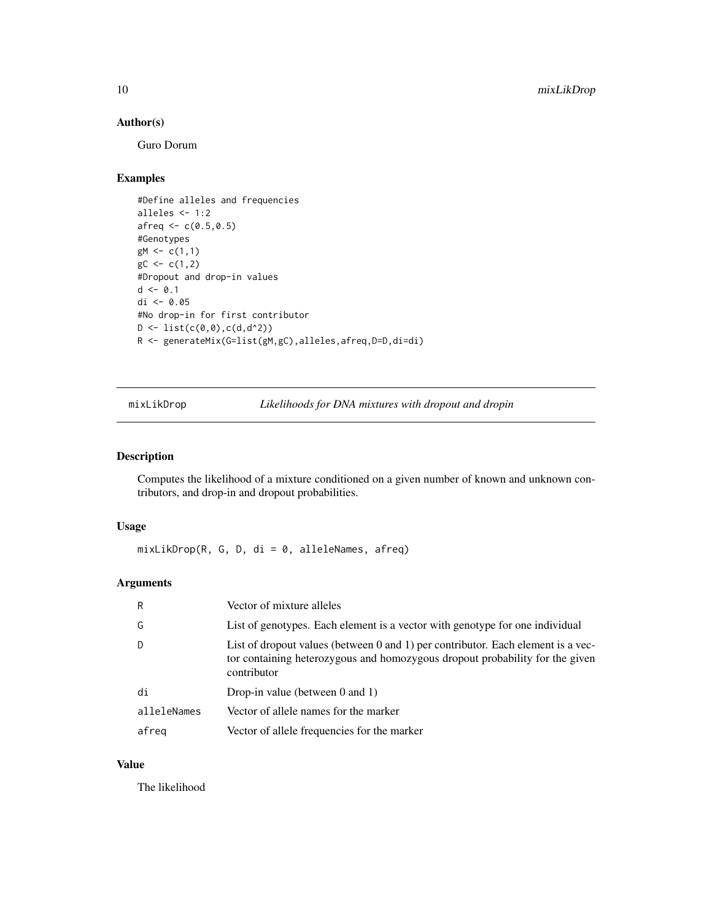## Author(s)

Guro Dorum

## Examples

```
#Define alleles and frequencies
alleles <- 1:2
afreq <- c(0.5,0.5)
#Genotypes
gM <- c(1,1)
gC <- c(1,2)
#Dropout and drop-in values
d <- 0.1
di <- 0.05
#No drop-in for first contributor
D <- list(c(0,0),c(d,d^2))
R <- generateMix(G=list(gM,gC),alleles,afreq,D=D,di=di)
```

---

# mixLikDrop — *Likelihoods for DNA mixtures with dropout and dropin*

## Description

Computes the likelihood of a mixture conditioned on a given number of known and unknown contributors, and drop-in and dropout probabilities.

## Usage

```
mixLikDrop(R, G, D, di = 0, alleleNames, afreq)
```

## Arguments

| | |
|---|---|
| R | Vector of mixture alleles |
| G | List of genotypes. Each element is a vector with genotype for one individual |
| D | List of dropout values (between 0 and 1) per contributor. Each element is a vector containing heterozygous and homozygous dropout probability for the given contributor |
| di | Drop-in value (between 0 and 1) |
| alleleNames | Vector of allele names for the marker |
| afreq | Vector of allele frequencies for the marker |

## Value

The likelihood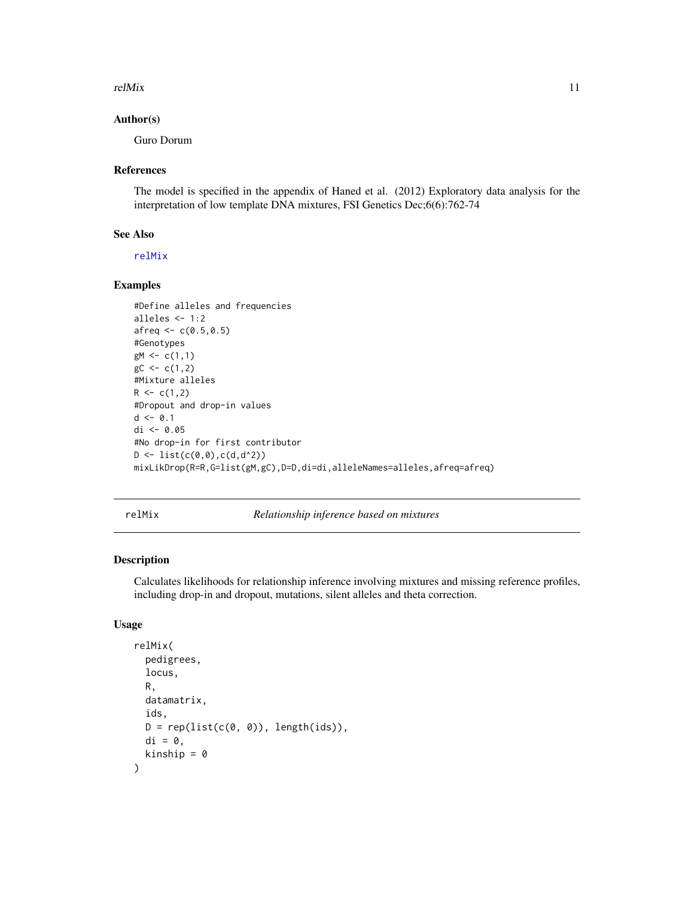### Author(s)

Guro Dorum

### References

The model is specified in the appendix of Haned et al. (2012) Exploratory data analysis for the interpretation of low template DNA mixtures, FSI Genetics Dec;6(6):762-74

### See Also

relMix

### Examples

```
#Define alleles and frequencies
alleles <- 1:2
afreq <- c(0.5,0.5)
#Genotypes
gM <- c(1,1)
gC <- c(1,2)
#Mixture alleles
R <- c(1,2)
#Dropout and drop-in values
d <- 0.1
di <- 0.05
#No drop-in for first contributor
D <- list(c(0,0),c(d,d^2))
mixLikDrop(R=R,G=list(gM,gC),D=D,di=di,alleleNames=alleles,afreq=afreq)
```

---

## relMix — *Relationship inference based on mixtures*

### Description

Calculates likelihoods for relationship inference involving mixtures and missing reference profiles, including drop-in and dropout, mutations, silent alleles and theta correction.

### Usage

```
relMix(
  pedigrees,
  locus,
  R,
  datamatrix,
  ids,
  D = rep(list(c(0, 0)), length(ids)),
  di = 0,
  kinship = 0
)
```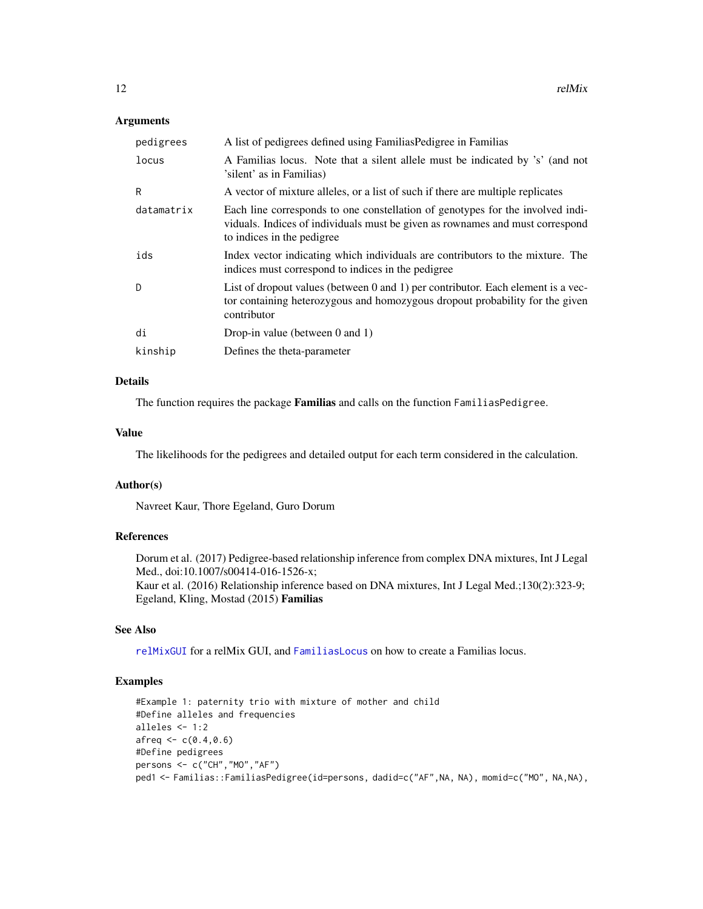## Arguments

| | |
|---|---|
| `pedigrees` | A list of pedigrees defined using FamiliasPedigree in Familias |
| `locus` | A Familias locus. Note that a silent allele must be indicated by 's' (and not 'silent' as in Familias) |
| `R` | A vector of mixture alleles, or a list of such if there are multiple replicates |
| `datamatrix` | Each line corresponds to one constellation of genotypes for the involved individuals. Indices of individuals must be given as rownames and must correspond to indices in the pedigree |
| `ids` | Index vector indicating which individuals are contributors to the mixture. The indices must correspond to indices in the pedigree |
| `D` | List of dropout values (between 0 and 1) per contributor. Each element is a vector containing heterozygous and homozygous dropout probability for the given contributor |
| `di` | Drop-in value (between 0 and 1) |
| `kinship` | Defines the theta-parameter |

## Details

The function requires the package **Familias** and calls on the function `FamiliasPedigree`.

## Value

The likelihoods for the pedigrees and detailed output for each term considered in the calculation.

## Author(s)

Navreet Kaur, Thore Egeland, Guro Dorum

## References

Dorum et al. (2017) Pedigree-based relationship inference from complex DNA mixtures, Int J Legal Med., doi:10.1007/s00414-016-1526-x;
Kaur et al. (2016) Relationship inference based on DNA mixtures, Int J Legal Med.;130(2):323-9;
Egeland, Kling, Mostad (2015) **Familias**

## See Also

`relMixGUI` for a relMix GUI, and `FamiliasLocus` on how to create a Familias locus.

## Examples

```
#Example 1: paternity trio with mixture of mother and child
#Define alleles and frequencies
alleles <- 1:2
afreq <- c(0.4,0.6)
#Define pedigrees
persons <- c("CH","MO","AF")
ped1 <- Familias::FamiliasPedigree(id=persons, dadid=c("AF",NA, NA), momid=c("MO", NA,NA),
```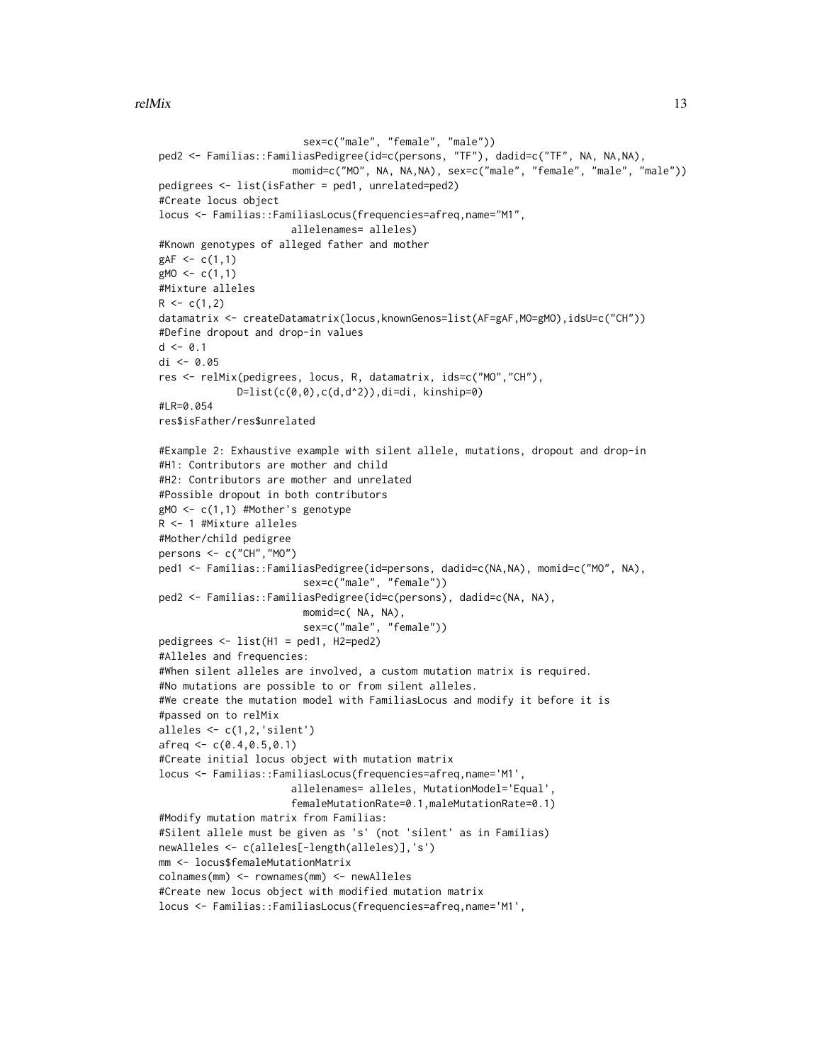```
                         sex=c("male", "female", "male"))
ped2 <- Familias::FamiliasPedigree(id=c(persons, "TF"), dadid=c("TF", NA, NA,NA),
                       momid=c("MO", NA, NA,NA), sex=c("male", "female", "male", "male"))
pedigrees <- list(isFather = ped1, unrelated=ped2)
#Create locus object
locus <- Familias::FamiliasLocus(frequencies=afreq,name="M1",
                      allelenames= alleles)
#Known genotypes of alleged father and mother
gAF <- c(1,1)
gMO <- c(1,1)
#Mixture alleles
R <- c(1,2)
datamatrix <- createDatamatrix(locus,knownGenos=list(AF=gAF,MO=gMO),idsU=c("CH"))
#Define dropout and drop-in values
d <- 0.1
di <- 0.05
res <- relMix(pedigrees, locus, R, datamatrix, ids=c("MO","CH"),
             D=list(c(0,0),c(d,d^2)),di=di, kinship=0)
#LR=0.054
res$isFather/res$unrelated

#Example 2: Exhaustive example with silent allele, mutations, dropout and drop-in
#H1: Contributors are mother and child
#H2: Contributors are mother and unrelated
#Possible dropout in both contributors
gMO <- c(1,1) #Mother's genotype
R <- 1 #Mixture alleles
#Mother/child pedigree
persons <- c("CH","MO")
ped1 <- Familias::FamiliasPedigree(id=persons, dadid=c(NA,NA), momid=c("MO", NA),
                         sex=c("male", "female"))
ped2 <- Familias::FamiliasPedigree(id=c(persons), dadid=c(NA, NA),
                         momid=c( NA, NA),
                         sex=c("male", "female"))
pedigrees <- list(H1 = ped1, H2=ped2)
#Alleles and frequencies:
#When silent alleles are involved, a custom mutation matrix is required.
#No mutations are possible to or from silent alleles.
#We create the mutation model with FamiliasLocus and modify it before it is
#passed on to relMix
alleles <- c(1,2,'silent')
afreq <- c(0.4,0.5,0.1)
#Create initial locus object with mutation matrix
locus <- Familias::FamiliasLocus(frequencies=afreq,name='M1',
                      allelenames= alleles, MutationModel='Equal',
                      femaleMutationRate=0.1,maleMutationRate=0.1)
#Modify mutation matrix from Familias:
#Silent allele must be given as 's' (not 'silent' as in Familias)
newAlleles <- c(alleles[-length(alleles)],'s')
mm <- locus$femaleMutationMatrix
colnames(mm) <- rownames(mm) <- newAlleles
#Create new locus object with modified mutation matrix
locus <- Familias::FamiliasLocus(frequencies=afreq,name='M1',
```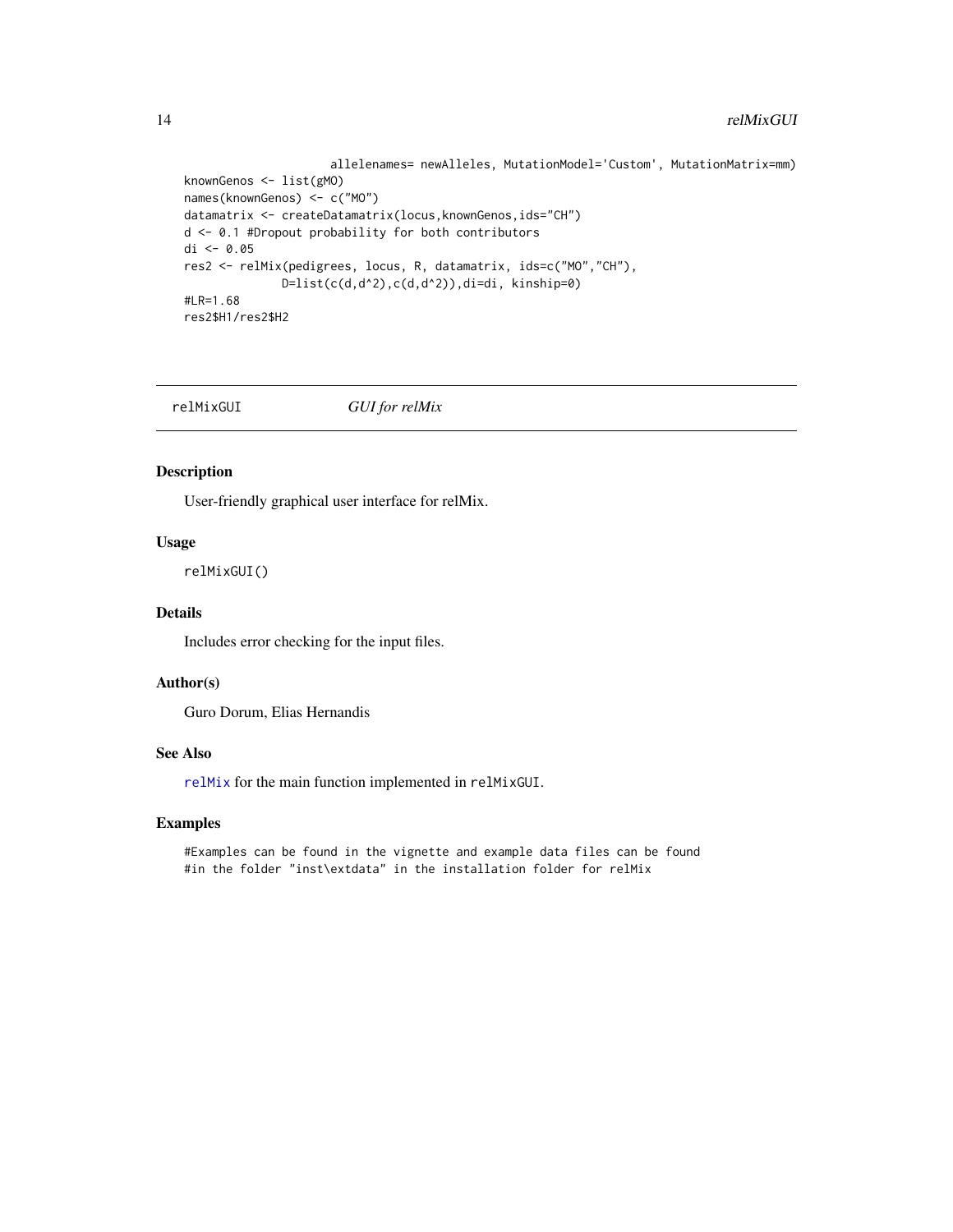```
                     allelenames= newAlleles, MutationModel='Custom', MutationMatrix=mm)
knownGenos <- list(gMO)
names(knownGenos) <- c("MO")
datamatrix <- createDatamatrix(locus,knownGenos,ids="CH")
d <- 0.1 #Dropout probability for both contributors
di <- 0.05
res2 <- relMix(pedigrees, locus, R, datamatrix, ids=c("MO","CH"),
              D=list(c(d,d^2),c(d,d^2)),di=di, kinship=0)
#LR=1.68
res2$H1/res2$H2
```

---

## relMixGUI *GUI for relMix*

### Description

User-friendly graphical user interface for relMix.

### Usage

```
relMixGUI()
```

### Details

Includes error checking for the input files.

### Author(s)

Guro Dorum, Elias Hernandis

### See Also

relMix for the main function implemented in relMixGUI.

### Examples

```
#Examples can be found in the vignette and example data files can be found
#in the folder "inst\extdata" in the installation folder for relMix
```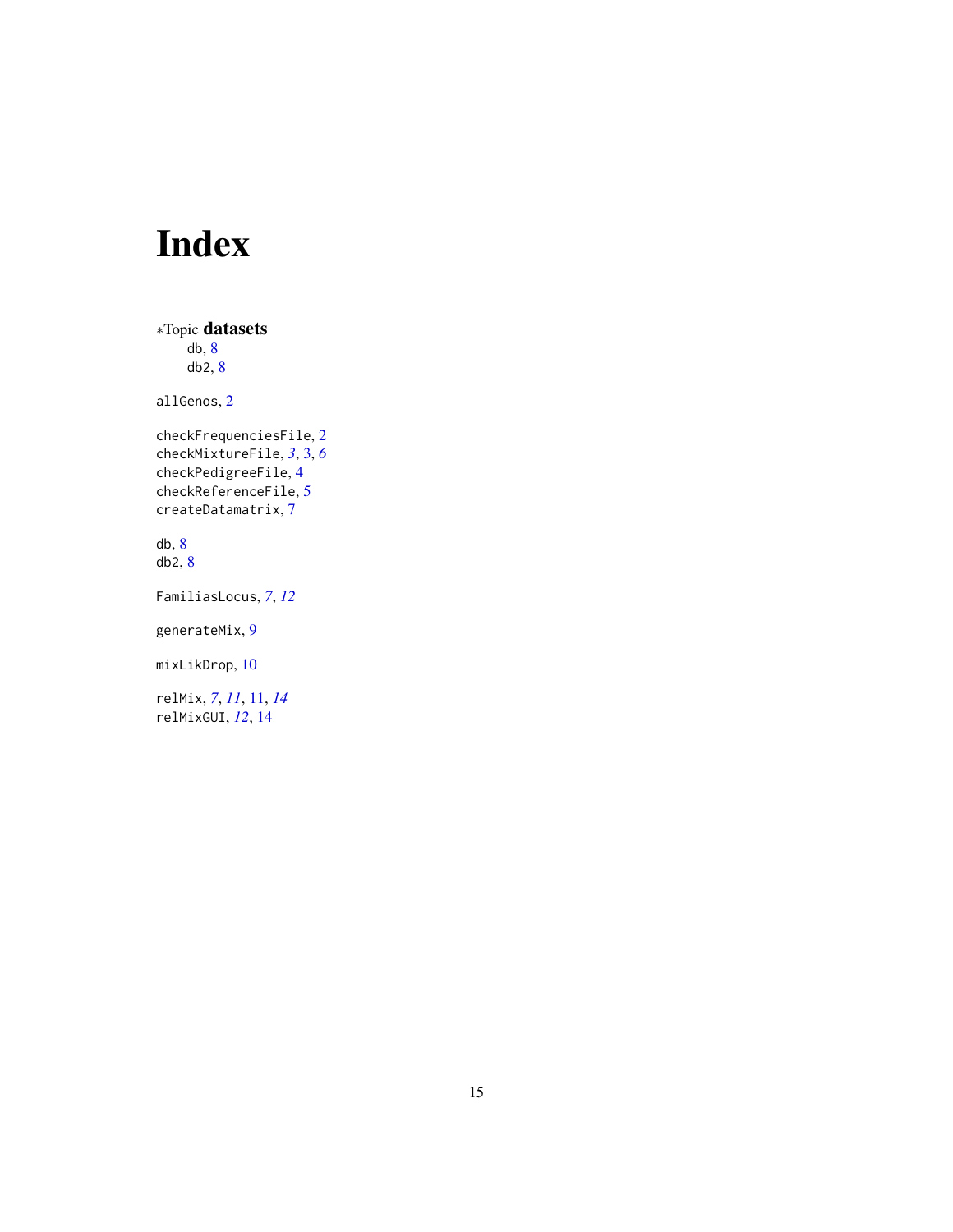# Index

*Topic **datasets**
  db, 8
  db2, 8

allGenos, 2

checkFrequenciesFile, 2
checkMixtureFile, *3*, 3, *6*
checkPedigreeFile, 4
checkReferenceFile, 5
createDatamatrix, 7

db, 8
db2, 8

FamiliasLocus, *7*, *12*

generateMix, 9

mixLikDrop, 10

relMix, *7*, *11*, 11, *14*
relMixGUI, *12*, 14